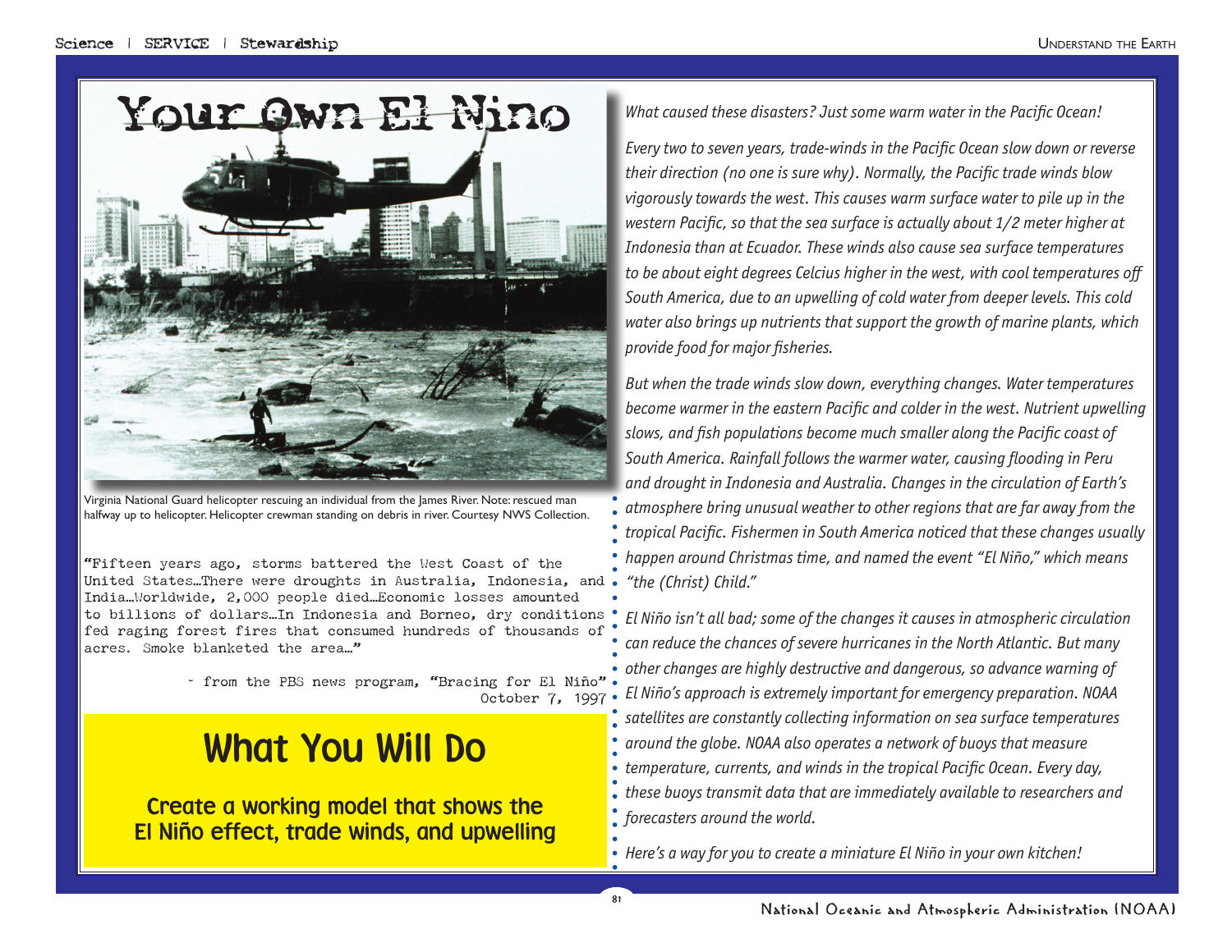# Your Own El Nino

Virginia National Guard helicopter rescuing an individual from the James River. Note: rescued man halfway up to helicopter. Helicopter crewman standing on debris in river. Courtesy NWS Collection.

"Fifteen years ago, storms battered the West Coast of the United States...There were droughts in Australia, Indonesia, and India...Worldwide, 2,000 people died...Economic losses amounted to billions of dollars...In Indonesia and Borneo, dry conditions fed raging forest fires that consumed hundreds of thousands of acres. Smoke blanketed the area..."

~ from the PBS news program, "Bracing for El Niño" October 7, 1997

## What You Will Do

**Create a working model that shows the El Niño effect, trade winds, and upwelling**

*What caused these disasters? Just some warm water in the Pacific Ocean!*

*Every two to seven years, trade-winds in the Pacific Ocean slow down or reverse their direction (no one is sure why). Normally, the Pacific trade winds blow vigorously towards the west. This causes warm surface water to pile up in the western Pacific, so that the sea surface is actually about 1/2 meter higher at Indonesia than at Ecuador. These winds also cause sea surface temperatures to be about eight degrees Celcius higher in the west, with cool temperatures off South America, due to an upwelling of cold water from deeper levels. This cold water also brings up nutrients that support the growth of marine plants, which provide food for major fisheries.*

*But when the trade winds slow down, everything changes. Water temperatures become warmer in the eastern Pacific and colder in the west. Nutrient upwelling slows, and fish populations become much smaller along the Pacific coast of South America. Rainfall follows the warmer water, causing flooding in Peru and drought in Indonesia and Australia. Changes in the circulation of Earth's atmosphere bring unusual weather to other regions that are far away from the tropical Pacific. Fishermen in South America noticed that these changes usually happen around Christmas time, and named the event "El Niño," which means "the (Christ) Child."*

*El Niño isn't all bad; some of the changes it causes in atmospheric circulation can reduce the chances of severe hurricanes in the North Atlantic. But many other changes are highly destructive and dangerous, so advance warning of El Niño's approach is extremely important for emergency preparation. NOAA satellites are constantly collecting information on sea surface temperatures around the globe. NOAA also operates a network of buoys that measure temperature, currents, and winds in the tropical Pacific Ocean. Every day, these buoys transmit data that are immediately available to researchers and forecasters around the world.*

*Here's a way for you to create a miniature El Niño in your own kitchen!*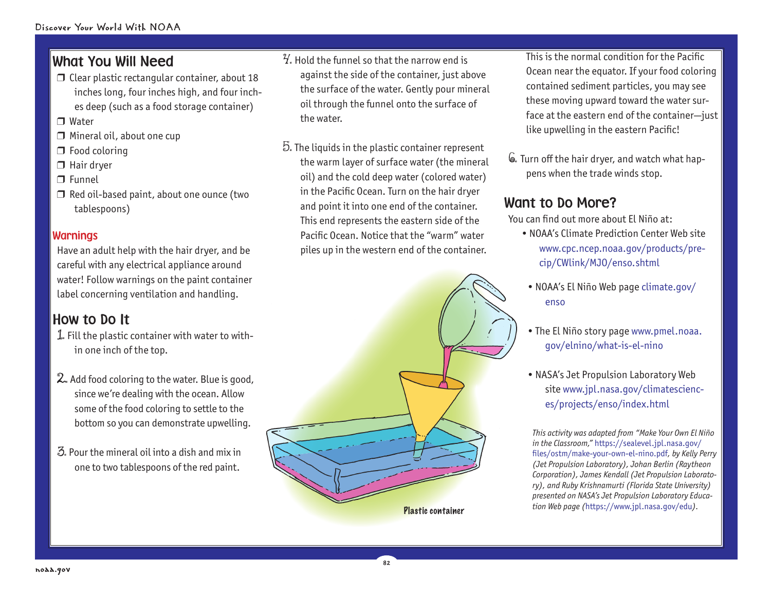## What You Will Need

- ❒ Clear plastic rectangular container, about 18 inches long, four inches high, and four inches deep (such as a food storage container)
- ❒ Water
- ❒ Mineral oil, about one cup
- ❒ Food coloring
- ❒ Hair dryer
- ❒ Funnel
- ❒ Red oil-based paint, about one ounce (two tablespoons)

### Warnings

Have an adult help with the hair dryer, and be careful with any electrical appliance around water! Follow warnings on the paint container label concerning ventilation and handling.

## How to Do It

1. Fill the plastic container with water to within one inch of the top.

2. Add food coloring to the water. Blue is good, since we're dealing with the ocean. Allow some of the food coloring to settle to the bottom so you can demonstrate upwelling.

3. Pour the mineral oil into a dish and mix in one to two tablespoons of the red paint.

4. Hold the funnel so that the narrow end is against the side of the container, just above the surface of the water. Gently pour mineral oil through the funnel onto the surface of the water.

5. The liquids in the plastic container represent the warm layer of surface water (the mineral oil) and the cold deep water (colored water) in the Pacific Ocean. Turn on the hair dryer and point it into one end of the container. This end represents the eastern side of the Pacific Ocean. Notice that the "warm" water piles up in the western end of the container. This is the normal condition for the Pacific Ocean near the equator. If your food coloring contained sediment particles, you may see these moving upward toward the water surface at the eastern end of the container—just like upwelling in the eastern Pacific!

6. Turn off the hair dryer, and watch what happens when the trade winds stop.

Plastic container

## Want to Do More?

You can find out more about El Niño at:

- NOAA's Climate Prediction Center Web site www.cpc.ncep.noaa.gov/products/precip/CWlink/MJO/enso.shtml
- NOAA's El Niño Web page climate.gov/enso
- The El Niño story page www.pmel.noaa.gov/elnino/what-is-el-nino
- NASA's Jet Propulsion Laboratory Web site www.jpl.nasa.gov/climatesciences/projects/enso/index.html

*This activity was adapted from "Make Your Own El Niño in the Classroom," https://sealevel.jpl.nasa.gov/files/ostm/make-your-own-el-nino.pdf, by Kelly Perry (Jet Propulsion Laboratory), Johan Berlin (Raytheon Corporation), James Kendall (Jet Propulsion Laboratory), and Ruby Krishnamurti (Florida State University) presented on NASA's Jet Propulsion Laboratory Education Web page (https://www.jpl.nasa.gov/edu).*